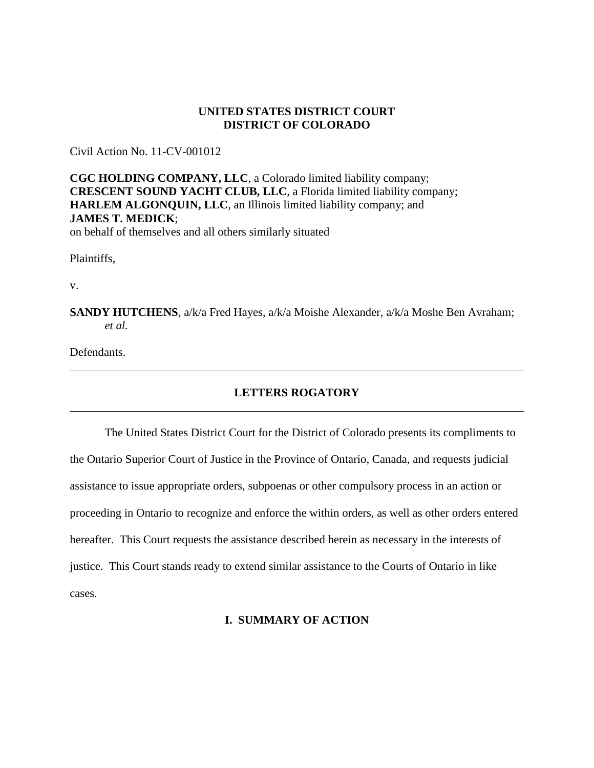**UNITED STATES DISTRICT COURT**
**DISTRICT OF COLORADO**

Civil Action No. 11-CV-001012

**CGC HOLDING COMPANY, LLC**, a Colorado limited liability company;
**CRESCENT SOUND YACHT CLUB, LLC**, a Florida limited liability company;
**HARLEM ALGONQUIN, LLC**, an Illinois limited liability company; and
**JAMES T. MEDICK**;
on behalf of themselves and all others similarly situated

Plaintiffs,

v.

**SANDY HUTCHENS**, a/k/a Fred Hayes, a/k/a Moishe Alexander, a/k/a Moshe Ben Avraham; *et al.*

Defendants.

---

## LETTERS ROGATORY

---

The United States District Court for the District of Colorado presents its compliments to the Ontario Superior Court of Justice in the Province of Ontario, Canada, and requests judicial assistance to issue appropriate orders, subpoenas or other compulsory process in an action or proceeding in Ontario to recognize and enforce the within orders, as well as other orders entered hereafter. This Court requests the assistance described herein as necessary in the interests of justice. This Court stands ready to extend similar assistance to the Courts of Ontario in like cases.

## I. SUMMARY OF ACTION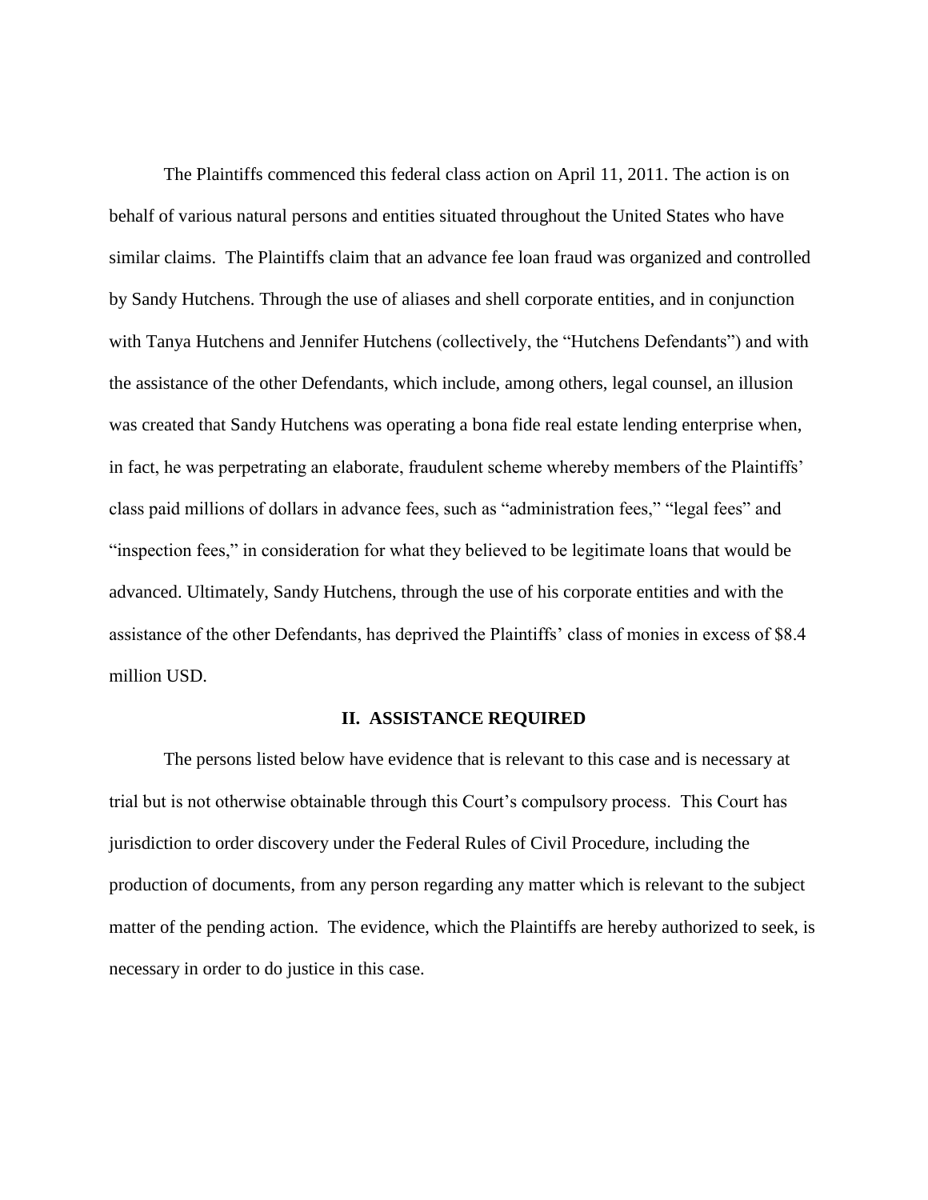The Plaintiffs commenced this federal class action on April 11, 2011. The action is on behalf of various natural persons and entities situated throughout the United States who have similar claims. The Plaintiffs claim that an advance fee loan fraud was organized and controlled by Sandy Hutchens. Through the use of aliases and shell corporate entities, and in conjunction with Tanya Hutchens and Jennifer Hutchens (collectively, the "Hutchens Defendants") and with the assistance of the other Defendants, which include, among others, legal counsel, an illusion was created that Sandy Hutchens was operating a bona fide real estate lending enterprise when, in fact, he was perpetrating an elaborate, fraudulent scheme whereby members of the Plaintiffs' class paid millions of dollars in advance fees, such as "administration fees," "legal fees" and "inspection fees," in consideration for what they believed to be legitimate loans that would be advanced. Ultimately, Sandy Hutchens, through the use of his corporate entities and with the assistance of the other Defendants, has deprived the Plaintiffs' class of monies in excess of $8.4 million USD.

## II. ASSISTANCE REQUIRED

The persons listed below have evidence that is relevant to this case and is necessary at trial but is not otherwise obtainable through this Court's compulsory process. This Court has jurisdiction to order discovery under the Federal Rules of Civil Procedure, including the production of documents, from any person regarding any matter which is relevant to the subject matter of the pending action. The evidence, which the Plaintiffs are hereby authorized to seek, is necessary in order to do justice in this case.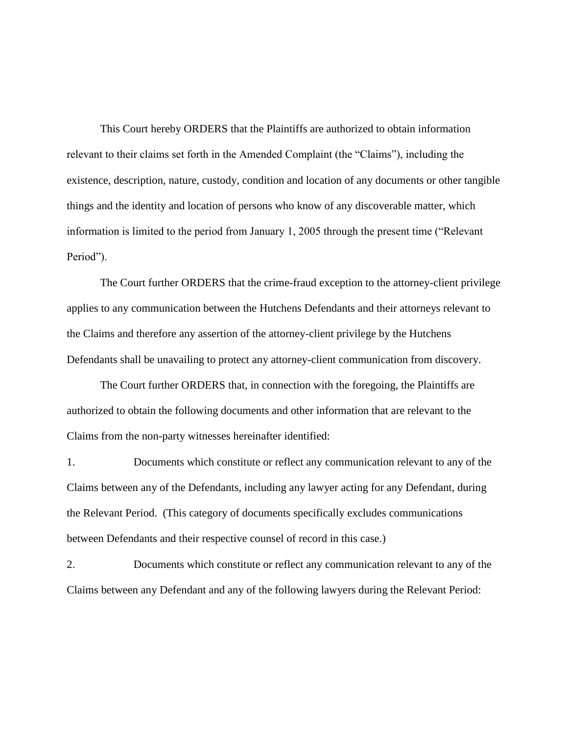This Court hereby ORDERS that the Plaintiffs are authorized to obtain information relevant to their claims set forth in the Amended Complaint (the "Claims"), including the existence, description, nature, custody, condition and location of any documents or other tangible things and the identity and location of persons who know of any discoverable matter, which information is limited to the period from January 1, 2005 through the present time ("Relevant Period").

The Court further ORDERS that the crime-fraud exception to the attorney-client privilege applies to any communication between the Hutchens Defendants and their attorneys relevant to the Claims and therefore any assertion of the attorney-client privilege by the Hutchens Defendants shall be unavailing to protect any attorney-client communication from discovery.

The Court further ORDERS that, in connection with the foregoing, the Plaintiffs are authorized to obtain the following documents and other information that are relevant to the Claims from the non-party witnesses hereinafter identified:

1. Documents which constitute or reflect any communication relevant to any of the Claims between any of the Defendants, including any lawyer acting for any Defendant, during the Relevant Period. (This category of documents specifically excludes communications between Defendants and their respective counsel of record in this case.)

2. Documents which constitute or reflect any communication relevant to any of the Claims between any Defendant and any of the following lawyers during the Relevant Period: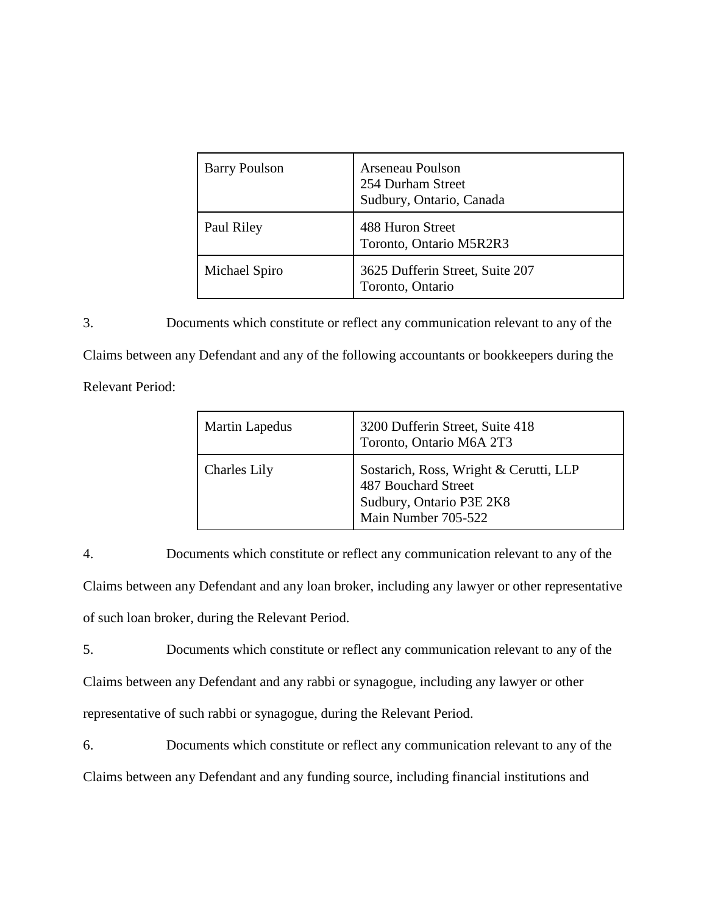| | |
|---|---|
| Barry Poulson | Arseneau Poulson<br>254 Durham Street<br>Sudbury, Ontario, Canada |
| Paul Riley | 488 Huron Street<br>Toronto, Ontario M5R2R3 |
| Michael Spiro | 3625 Dufferin Street, Suite 207<br>Toronto, Ontario |

3. Documents which constitute or reflect any communication relevant to any of the Claims between any Defendant and any of the following accountants or bookkeepers during the Relevant Period:

| | |
|---|---|
| Martin Lapedus | 3200 Dufferin Street, Suite 418<br>Toronto, Ontario M6A 2T3 |
| Charles Lily | Sostarich, Ross, Wright & Cerutti, LLP<br>487 Bouchard Street<br>Sudbury, Ontario P3E 2K8<br>Main Number 705-522 |

4. Documents which constitute or reflect any communication relevant to any of the Claims between any Defendant and any loan broker, including any lawyer or other representative of such loan broker, during the Relevant Period.

5. Documents which constitute or reflect any communication relevant to any of the Claims between any Defendant and any rabbi or synagogue, including any lawyer or other representative of such rabbi or synagogue, during the Relevant Period.

6. Documents which constitute or reflect any communication relevant to any of the Claims between any Defendant and any funding source, including financial institutions and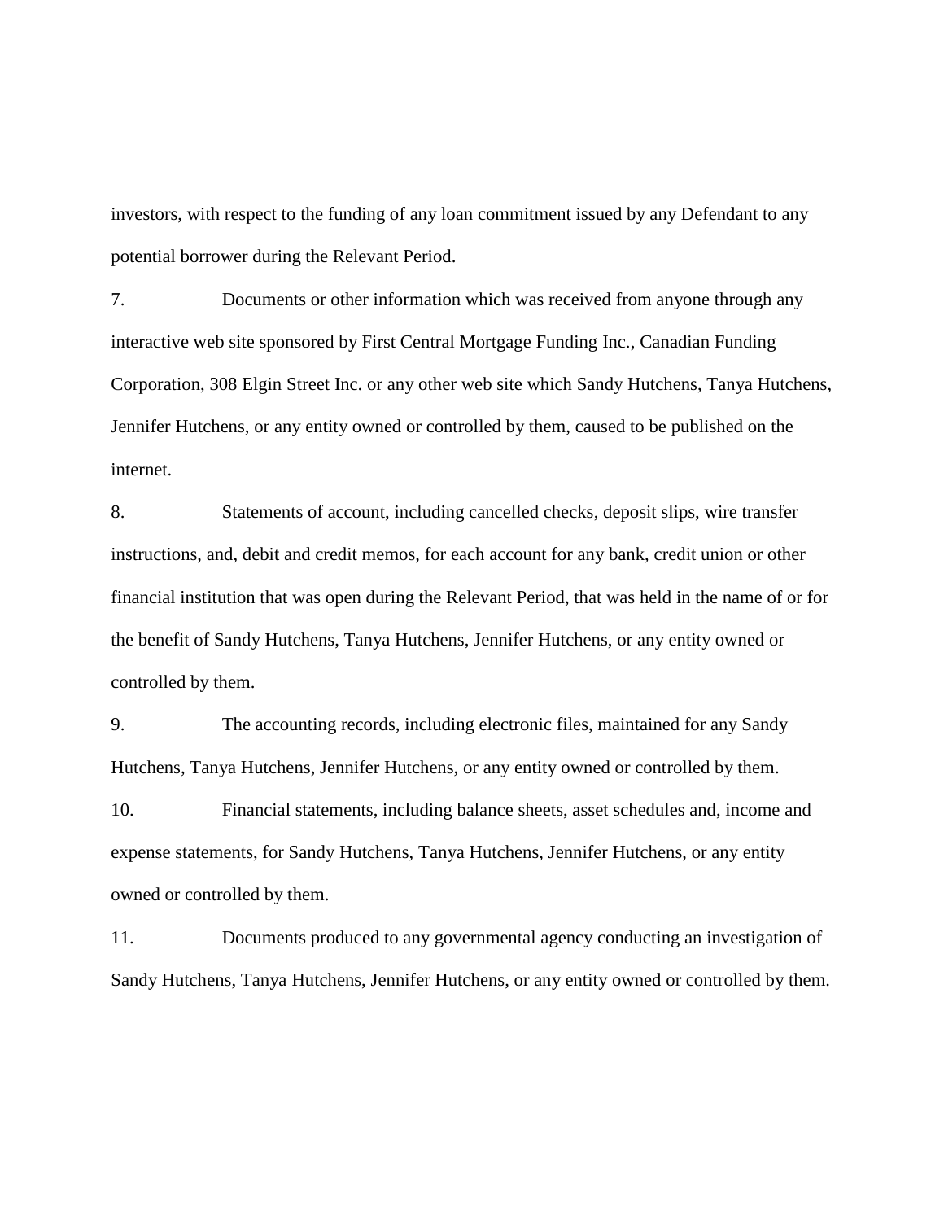investors, with respect to the funding of any loan commitment issued by any Defendant to any potential borrower during the Relevant Period.

7. Documents or other information which was received from anyone through any interactive web site sponsored by First Central Mortgage Funding Inc., Canadian Funding Corporation, 308 Elgin Street Inc. or any other web site which Sandy Hutchens, Tanya Hutchens, Jennifer Hutchens, or any entity owned or controlled by them, caused to be published on the internet.

8. Statements of account, including cancelled checks, deposit slips, wire transfer instructions, and, debit and credit memos, for each account for any bank, credit union or other financial institution that was open during the Relevant Period, that was held in the name of or for the benefit of Sandy Hutchens, Tanya Hutchens, Jennifer Hutchens, or any entity owned or controlled by them.

9. The accounting records, including electronic files, maintained for any Sandy Hutchens, Tanya Hutchens, Jennifer Hutchens, or any entity owned or controlled by them.

10. Financial statements, including balance sheets, asset schedules and, income and expense statements, for Sandy Hutchens, Tanya Hutchens, Jennifer Hutchens, or any entity owned or controlled by them.

11. Documents produced to any governmental agency conducting an investigation of Sandy Hutchens, Tanya Hutchens, Jennifer Hutchens, or any entity owned or controlled by them.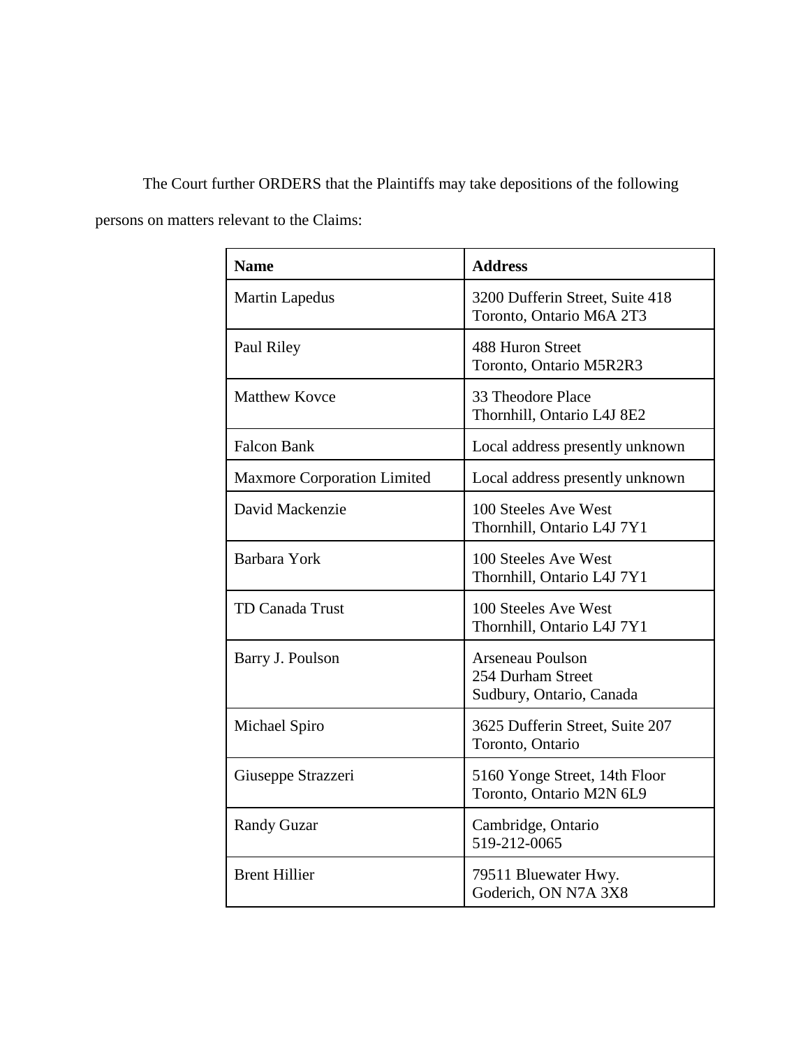The Court further ORDERS that the Plaintiffs may take depositions of the following persons on matters relevant to the Claims:

| Name | Address |
| --- | --- |
| Martin Lapedus | 3200 Dufferin Street, Suite 418<br>Toronto, Ontario M6A 2T3 |
| Paul Riley | 488 Huron Street<br>Toronto, Ontario M5R2R3 |
| Matthew Kovce | 33 Theodore Place<br>Thornhill, Ontario L4J 8E2 |
| Falcon Bank | Local address presently unknown |
| Maxmore Corporation Limited | Local address presently unknown |
| David Mackenzie | 100 Steeles Ave West<br>Thornhill, Ontario L4J 7Y1 |
| Barbara York | 100 Steeles Ave West<br>Thornhill, Ontario L4J 7Y1 |
| TD Canada Trust | 100 Steeles Ave West<br>Thornhill, Ontario L4J 7Y1 |
| Barry J. Poulson | Arseneau Poulson<br>254 Durham Street<br>Sudbury, Ontario, Canada |
| Michael Spiro | 3625 Dufferin Street, Suite 207<br>Toronto, Ontario |
| Giuseppe Strazzeri | 5160 Yonge Street, 14th Floor<br>Toronto, Ontario M2N 6L9 |
| Randy Guzar | Cambridge, Ontario<br>519-212-0065 |
| Brent Hillier | 79511 Bluewater Hwy.<br>Goderich, ON N7A 3X8 |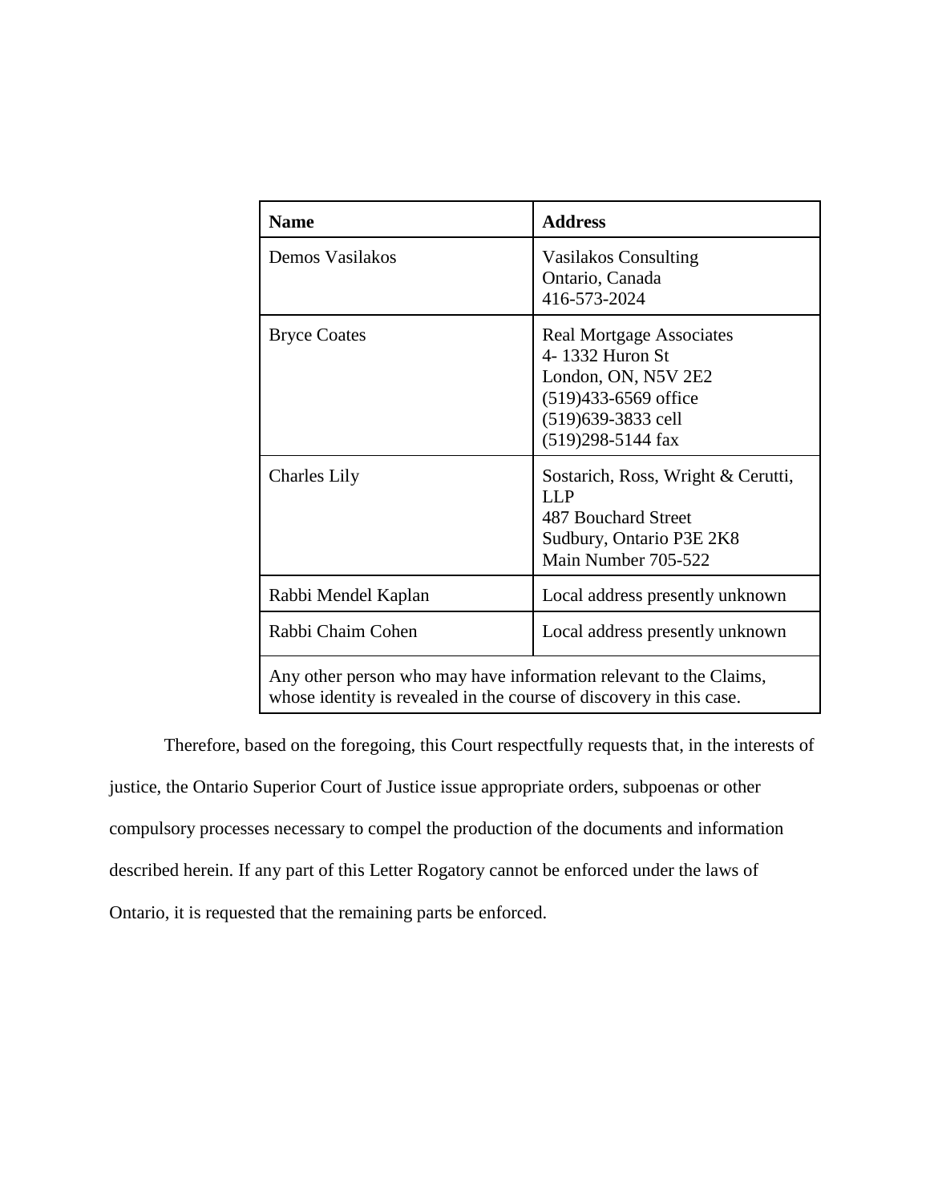| Name | Address |
| --- | --- |
| Demos Vasilakos | Vasilakos Consulting<br>Ontario, Canada<br>416-573-2024 |
| Bryce Coates | Real Mortgage Associates<br>4- 1332 Huron St<br>London, ON, N5V 2E2<br>(519)433-6569 office<br>(519)639-3833 cell<br>(519)298-5144 fax |
| Charles Lily | Sostarich, Ross, Wright & Cerutti, LLP<br>487 Bouchard Street<br>Sudbury, Ontario P3E 2K8<br>Main Number 705-522 |
| Rabbi Mendel Kaplan | Local address presently unknown |
| Rabbi Chaim Cohen | Local address presently unknown |
| Any other person who may have information relevant to the Claims, whose identity is revealed in the course of discovery in this case. | |

Therefore, based on the foregoing, this Court respectfully requests that, in the interests of justice, the Ontario Superior Court of Justice issue appropriate orders, subpoenas or other compulsory processes necessary to compel the production of the documents and information described herein. If any part of this Letter Rogatory cannot be enforced under the laws of Ontario, it is requested that the remaining parts be enforced.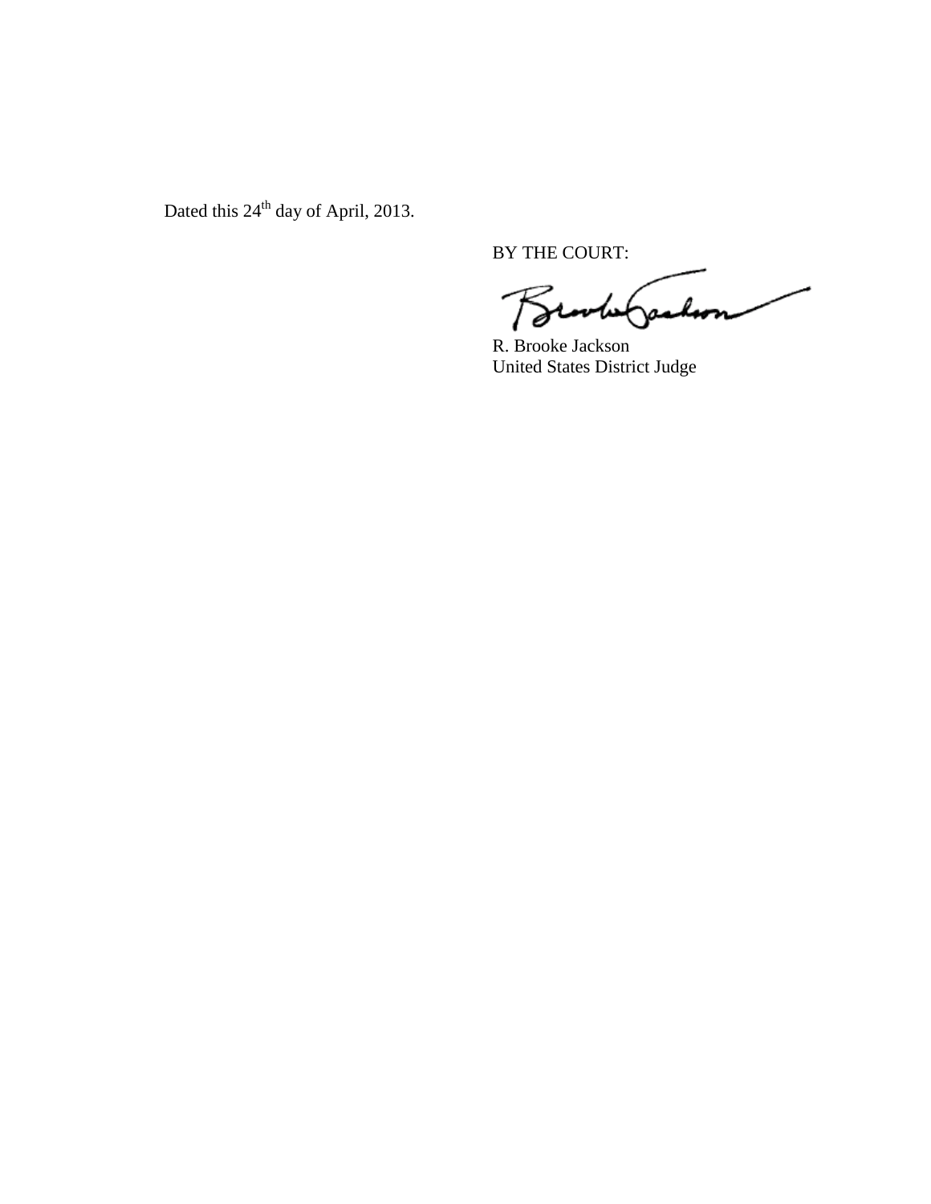Dated this 24th day of April, 2013.

BY THE COURT:

R. Brooke Jackson
United States District Judge